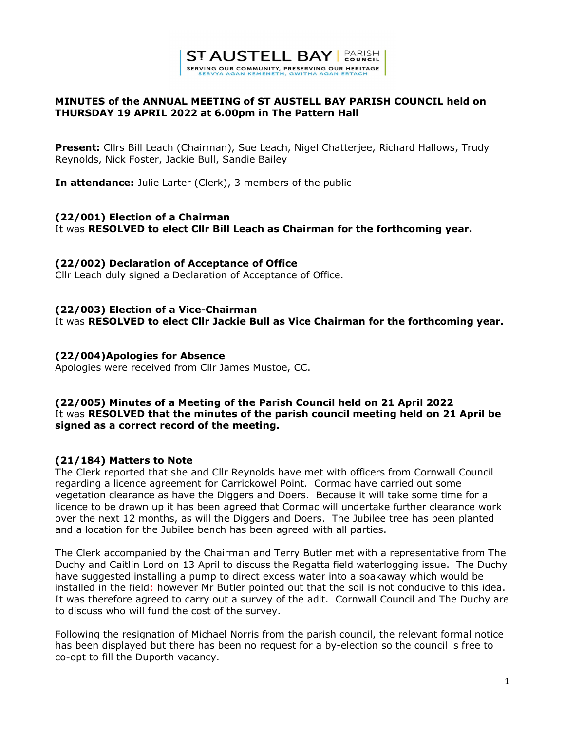ST AUSTELL BAY | PARISH COUNCIL
SERVING OUR COMMUNITY, PRESERVING OUR HERITAGE
SERVYA AGAN KEMENETH, GWITHA AGAN ERTACH

**MINUTES of the ANNUAL MEETING of ST AUSTELL BAY PARISH COUNCIL held on THURSDAY 19 APRIL 2022 at 6.00pm in The Pattern Hall**

**Present:** Cllrs Bill Leach (Chairman), Sue Leach, Nigel Chatterjee, Richard Hallows, Trudy Reynolds, Nick Foster, Jackie Bull, Sandie Bailey

**In attendance:** Julie Larter (Clerk), 3 members of the public

### (22/001) Election of a Chairman

It was **RESOLVED to elect Cllr Bill Leach as Chairman for the forthcoming year.**

### (22/002) Declaration of Acceptance of Office

Cllr Leach duly signed a Declaration of Acceptance of Office.

### (22/003) Election of a Vice-Chairman

It was **RESOLVED to elect Cllr Jackie Bull as Vice Chairman for the forthcoming year.**

### (22/004)Apologies for Absence

Apologies were received from Cllr James Mustoe, CC.

### (22/005) Minutes of a Meeting of the Parish Council held on 21 April 2022

It was **RESOLVED that the minutes of the parish council meeting held on 21 April be signed as a correct record of the meeting.**

### (21/184) Matters to Note

The Clerk reported that she and Cllr Reynolds have met with officers from Cornwall Council regarding a licence agreement for Carrickowel Point. Cormac have carried out some vegetation clearance as have the Diggers and Doers. Because it will take some time for a licence to be drawn up it has been agreed that Cormac will undertake further clearance work over the next 12 months, as will the Diggers and Doers. The Jubilee tree has been planted and a location for the Jubilee bench has been agreed with all parties.

The Clerk accompanied by the Chairman and Terry Butler met with a representative from The Duchy and Caitlin Lord on 13 April to discuss the Regatta field waterlogging issue. The Duchy have suggested installing a pump to direct excess water into a soakaway which would be installed in the field: however Mr Butler pointed out that the soil is not conducive to this idea. It was therefore agreed to carry out a survey of the adit. Cornwall Council and The Duchy are to discuss who will fund the cost of the survey.

Following the resignation of Michael Norris from the parish council, the relevant formal notice has been displayed but there has been no request for a by-election so the council is free to co-opt to fill the Duporth vacancy.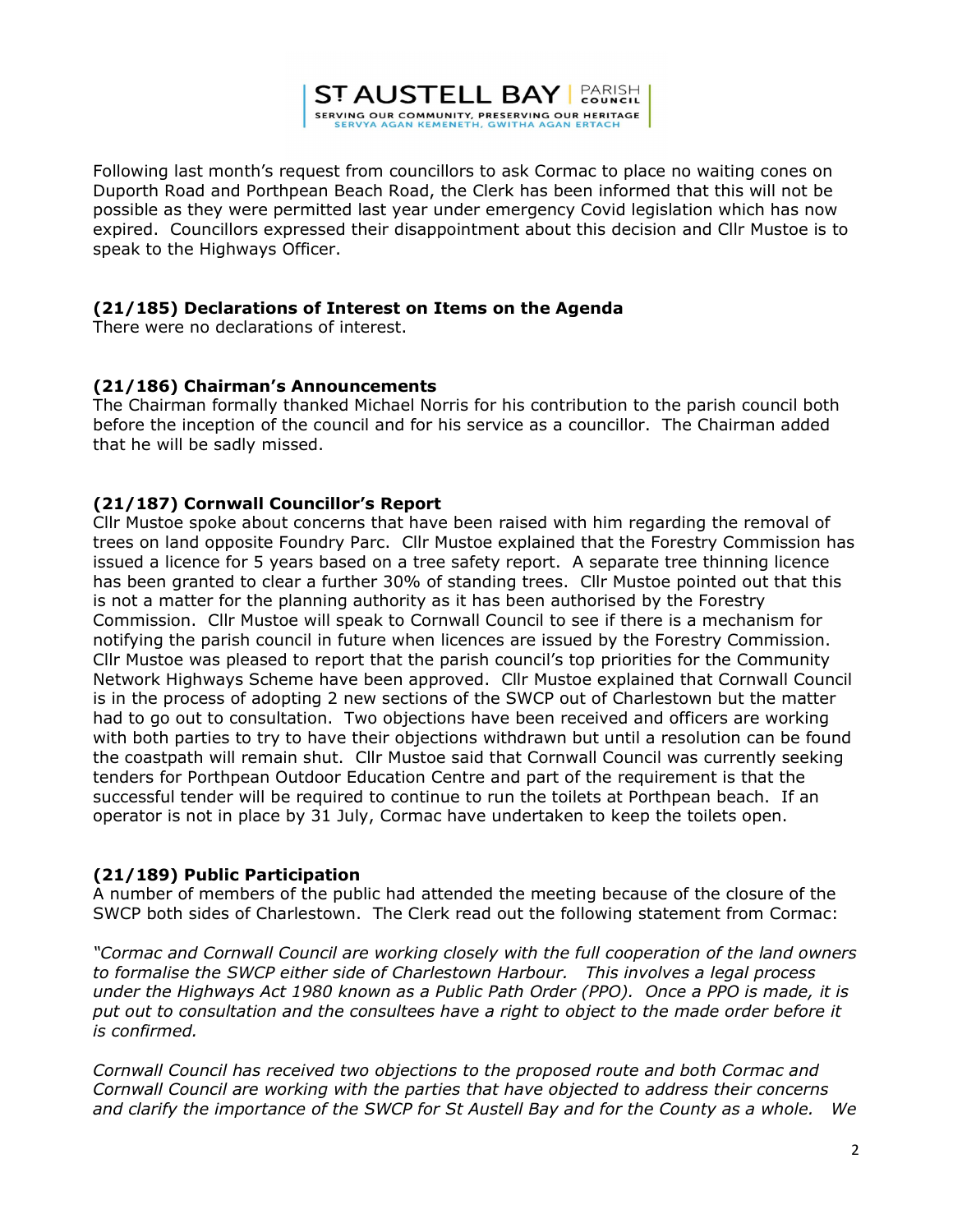Following last month's request from councillors to ask Cormac to place no waiting cones on Duporth Road and Porthpean Beach Road, the Clerk has been informed that this will not be possible as they were permitted last year under emergency Covid legislation which has now expired. Councillors expressed their disappointment about this decision and Cllr Mustoe is to speak to the Highways Officer.

### (21/185) Declarations of Interest on Items on the Agenda

There were no declarations of interest.

### (21/186) Chairman's Announcements

The Chairman formally thanked Michael Norris for his contribution to the parish council both before the inception of the council and for his service as a councillor. The Chairman added that he will be sadly missed.

### (21/187) Cornwall Councillor's Report

Cllr Mustoe spoke about concerns that have been raised with him regarding the removal of trees on land opposite Foundry Parc. Cllr Mustoe explained that the Forestry Commission has issued a licence for 5 years based on a tree safety report. A separate tree thinning licence has been granted to clear a further 30% of standing trees. Cllr Mustoe pointed out that this is not a matter for the planning authority as it has been authorised by the Forestry Commission. Cllr Mustoe will speak to Cornwall Council to see if there is a mechanism for notifying the parish council in future when licences are issued by the Forestry Commission. Cllr Mustoe was pleased to report that the parish council's top priorities for the Community Network Highways Scheme have been approved. Cllr Mustoe explained that Cornwall Council is in the process of adopting 2 new sections of the SWCP out of Charlestown but the matter had to go out to consultation. Two objections have been received and officers are working with both parties to try to have their objections withdrawn but until a resolution can be found the coastpath will remain shut. Cllr Mustoe said that Cornwall Council was currently seeking tenders for Porthpean Outdoor Education Centre and part of the requirement is that the successful tender will be required to continue to run the toilets at Porthpean beach. If an operator is not in place by 31 July, Cormac have undertaken to keep the toilets open.

### (21/189) Public Participation

A number of members of the public had attended the meeting because of the closure of the SWCP both sides of Charlestown. The Clerk read out the following statement from Cormac:

*"Cormac and Cornwall Council are working closely with the full cooperation of the land owners to formalise the SWCP either side of Charlestown Harbour. This involves a legal process under the Highways Act 1980 known as a Public Path Order (PPO). Once a PPO is made, it is put out to consultation and the consultees have a right to object to the made order before it is confirmed.*

*Cornwall Council has received two objections to the proposed route and both Cormac and Cornwall Council are working with the parties that have objected to address their concerns and clarify the importance of the SWCP for St Austell Bay and for the County as a whole. We*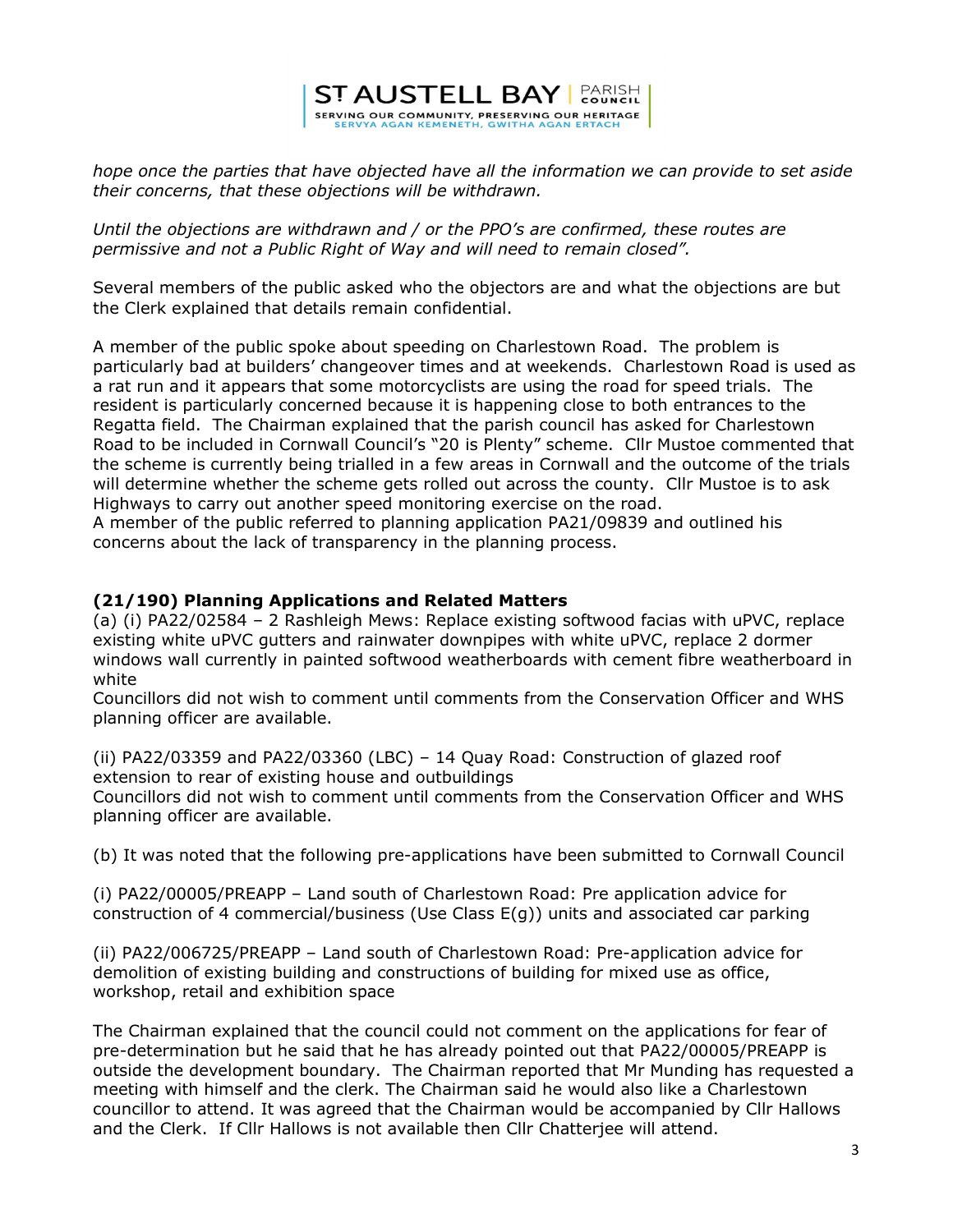*hope once the parties that have objected have all the information we can provide to set aside their concerns, that these objections will be withdrawn.*

*Until the objections are withdrawn and / or the PPO's are confirmed, these routes are permissive and not a Public Right of Way and will need to remain closed".*

Several members of the public asked who the objectors are and what the objections are but the Clerk explained that details remain confidential.

A member of the public spoke about speeding on Charlestown Road. The problem is particularly bad at builders' changeover times and at weekends. Charlestown Road is used as a rat run and it appears that some motorcyclists are using the road for speed trials. The resident is particularly concerned because it is happening close to both entrances to the Regatta field. The Chairman explained that the parish council has asked for Charlestown Road to be included in Cornwall Council's "20 is Plenty" scheme. Cllr Mustoe commented that the scheme is currently being trialled in a few areas in Cornwall and the outcome of the trials will determine whether the scheme gets rolled out across the county. Cllr Mustoe is to ask Highways to carry out another speed monitoring exercise on the road.
A member of the public referred to planning application PA21/09839 and outlined his concerns about the lack of transparency in the planning process.

### (21/190) Planning Applications and Related Matters

(a) (i) PA22/02584 – 2 Rashleigh Mews: Replace existing softwood facias with uPVC, replace existing white uPVC gutters and rainwater downpipes with white uPVC, replace 2 dormer windows wall currently in painted softwood weatherboards with cement fibre weatherboard in white
Councillors did not wish to comment until comments from the Conservation Officer and WHS planning officer are available.

(ii) PA22/03359 and PA22/03360 (LBC) – 14 Quay Road: Construction of glazed roof extension to rear of existing house and outbuildings
Councillors did not wish to comment until comments from the Conservation Officer and WHS planning officer are available.

(b) It was noted that the following pre-applications have been submitted to Cornwall Council

(i) PA22/00005/PREAPP – Land south of Charlestown Road: Pre application advice for construction of 4 commercial/business (Use Class E(g)) units and associated car parking

(ii) PA22/006725/PREAPP – Land south of Charlestown Road: Pre-application advice for demolition of existing building and constructions of building for mixed use as office, workshop, retail and exhibition space

The Chairman explained that the council could not comment on the applications for fear of pre-determination but he said that he has already pointed out that PA22/00005/PREAPP is outside the development boundary. The Chairman reported that Mr Munding has requested a meeting with himself and the clerk. The Chairman said he would also like a Charlestown councillor to attend. It was agreed that the Chairman would be accompanied by Cllr Hallows and the Clerk. If Cllr Hallows is not available then Cllr Chatterjee will attend.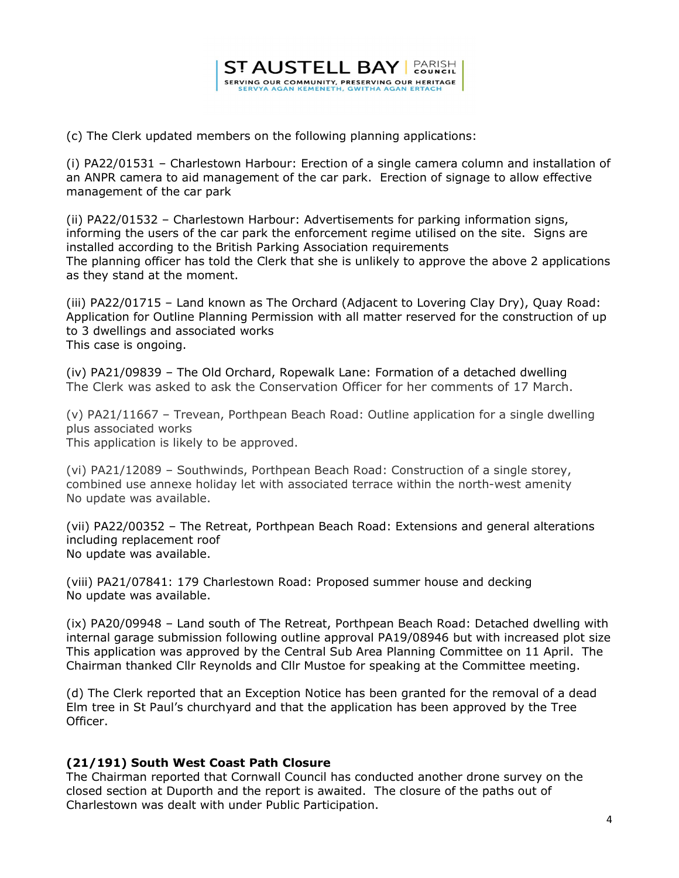(c) The Clerk updated members on the following planning applications:

(i) PA22/01531 – Charlestown Harbour: Erection of a single camera column and installation of an ANPR camera to aid management of the car park. Erection of signage to allow effective management of the car park

(ii) PA22/01532 – Charlestown Harbour: Advertisements for parking information signs, informing the users of the car park the enforcement regime utilised on the site. Signs are installed according to the British Parking Association requirements
The planning officer has told the Clerk that she is unlikely to approve the above 2 applications as they stand at the moment.

(iii) PA22/01715 – Land known as The Orchard (Adjacent to Lovering Clay Dry), Quay Road: Application for Outline Planning Permission with all matter reserved for the construction of up to 3 dwellings and associated works
This case is ongoing.

(iv) PA21/09839 – The Old Orchard, Ropewalk Lane: Formation of a detached dwelling
The Clerk was asked to ask the Conservation Officer for her comments of 17 March.

(v) PA21/11667 – Trevean, Porthpean Beach Road: Outline application for a single dwelling plus associated works
This application is likely to be approved.

(vi) PA21/12089 – Southwinds, Porthpean Beach Road: Construction of a single storey, combined use annexe holiday let with associated terrace within the north-west amenity
No update was available.

(vii) PA22/00352 – The Retreat, Porthpean Beach Road: Extensions and general alterations including replacement roof
No update was available.

(viii) PA21/07841: 179 Charlestown Road: Proposed summer house and decking
No update was available.

(ix) PA20/09948 – Land south of The Retreat, Porthpean Beach Road: Detached dwelling with internal garage submission following outline approval PA19/08946 but with increased plot size
This application was approved by the Central Sub Area Planning Committee on 11 April. The Chairman thanked Cllr Reynolds and Cllr Mustoe for speaking at the Committee meeting.

(d) The Clerk reported that an Exception Notice has been granted for the removal of a dead Elm tree in St Paul's churchyard and that the application has been approved by the Tree Officer.

**(21/191) South West Coast Path Closure**

The Chairman reported that Cornwall Council has conducted another drone survey on the closed section at Duporth and the report is awaited. The closure of the paths out of Charlestown was dealt with under Public Participation.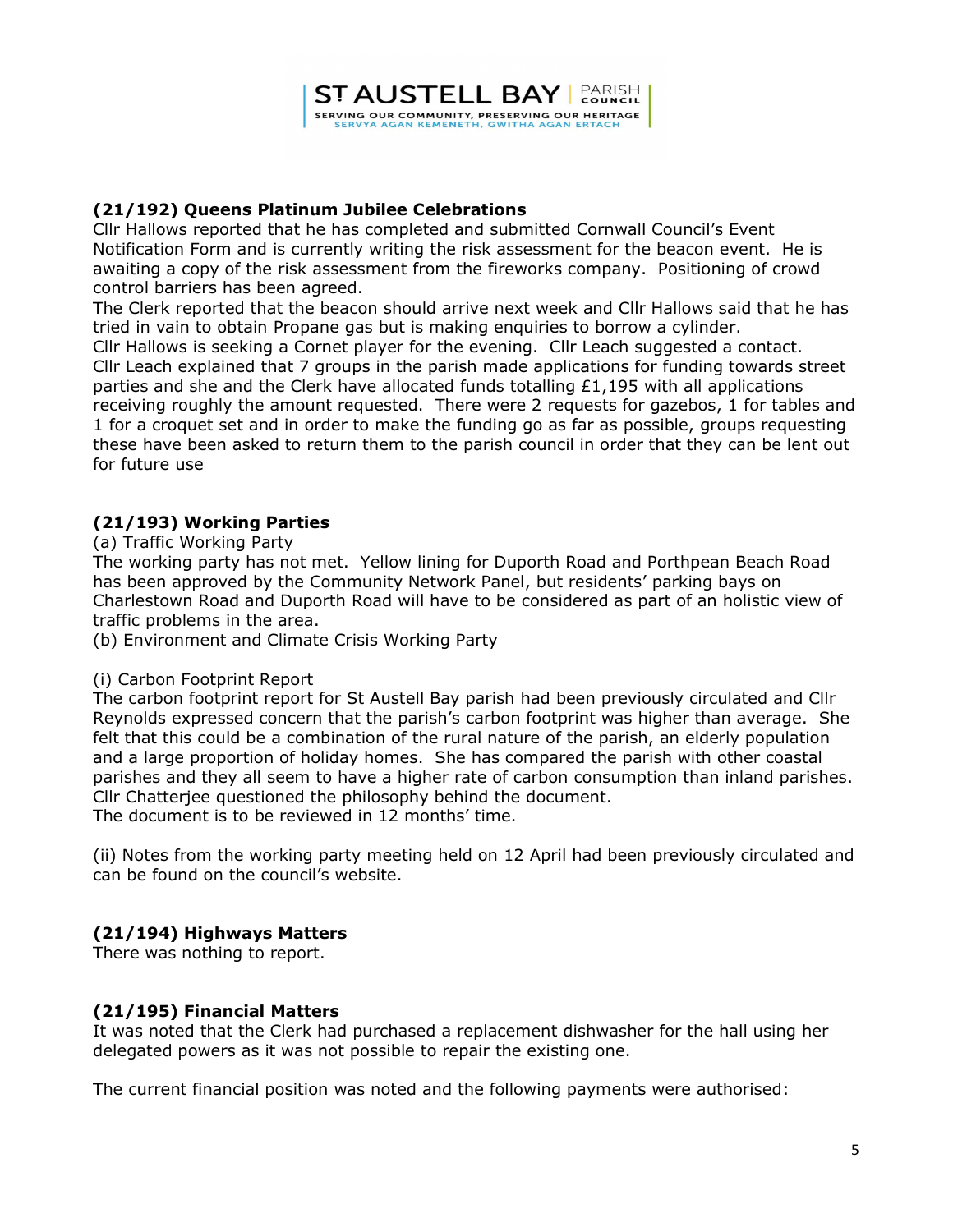### (21/192) Queens Platinum Jubilee Celebrations

Cllr Hallows reported that he has completed and submitted Cornwall Council's Event Notification Form and is currently writing the risk assessment for the beacon event. He is awaiting a copy of the risk assessment from the fireworks company. Positioning of crowd control barriers has been agreed.

The Clerk reported that the beacon should arrive next week and Cllr Hallows said that he has tried in vain to obtain Propane gas but is making enquiries to borrow a cylinder.

Cllr Hallows is seeking a Cornet player for the evening. Cllr Leach suggested a contact.

Cllr Leach explained that 7 groups in the parish made applications for funding towards street parties and she and the Clerk have allocated funds totalling £1,195 with all applications receiving roughly the amount requested. There were 2 requests for gazebos, 1 for tables and 1 for a croquet set and in order to make the funding go as far as possible, groups requesting these have been asked to return them to the parish council in order that they can be lent out for future use

### (21/193) Working Parties

(a) Traffic Working Party

The working party has not met. Yellow lining for Duporth Road and Porthpean Beach Road has been approved by the Community Network Panel, but residents' parking bays on Charlestown Road and Duporth Road will have to be considered as part of an holistic view of traffic problems in the area.

(b) Environment and Climate Crisis Working Party

(i) Carbon Footprint Report

The carbon footprint report for St Austell Bay parish had been previously circulated and Cllr Reynolds expressed concern that the parish's carbon footprint was higher than average. She felt that this could be a combination of the rural nature of the parish, an elderly population and a large proportion of holiday homes. She has compared the parish with other coastal parishes and they all seem to have a higher rate of carbon consumption than inland parishes.

Cllr Chatterjee questioned the philosophy behind the document.

The document is to be reviewed in 12 months' time.

(ii) Notes from the working party meeting held on 12 April had been previously circulated and can be found on the council's website.

### (21/194) Highways Matters

There was nothing to report.

### (21/195) Financial Matters

It was noted that the Clerk had purchased a replacement dishwasher for the hall using her delegated powers as it was not possible to repair the existing one.

The current financial position was noted and the following payments were authorised: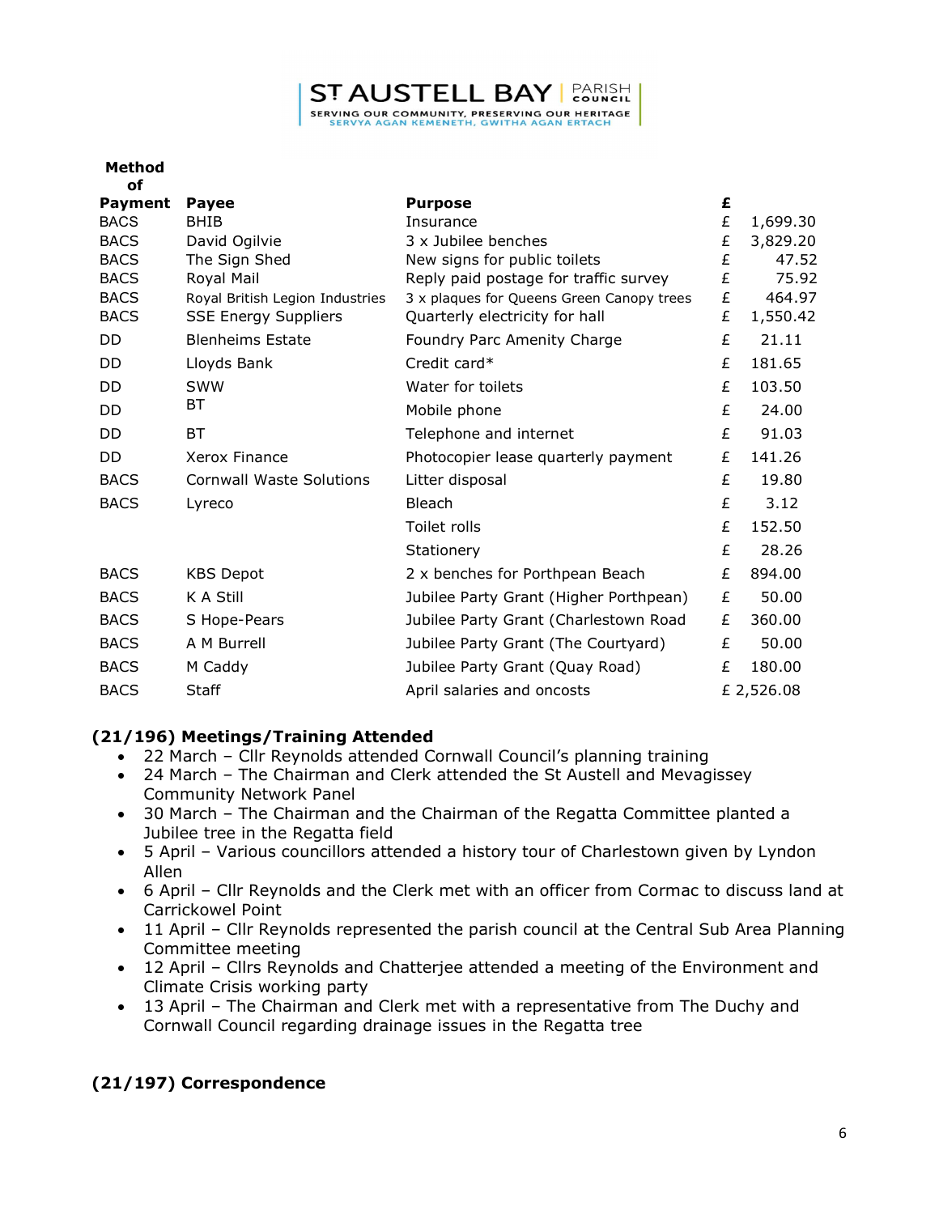| Method of Payment | Payee | Purpose | £ | |
|---|---|---|---|---|
| BACS | BHIB | Insurance | £ | 1,699.30 |
| BACS | David Ogilvie | 3 x Jubilee benches | £ | 3,829.20 |
| BACS | The Sign Shed | New signs for public toilets | £ | 47.52 |
| BACS | Royal Mail | Reply paid postage for traffic survey | £ | 75.92 |
| BACS | Royal British Legion Industries | 3 x plaques for Queens Green Canopy trees | £ | 464.97 |
| BACS | SSE Energy Suppliers | Quarterly electricity for hall | £ | 1,550.42 |
| DD | Blenheims Estate | Foundry Parc Amenity Charge | £ | 21.11 |
| DD | Lloyds Bank | Credit card* | £ | 181.65 |
| DD | SWW | Water for toilets | £ | 103.50 |
| DD | BT | Mobile phone | £ | 24.00 |
| DD | BT | Telephone and internet | £ | 91.03 |
| DD | Xerox Finance | Photocopier lease quarterly payment | £ | 141.26 |
| BACS | Cornwall Waste Solutions | Litter disposal | £ | 19.80 |
| BACS | Lyreco | Bleach | £ | 3.12 |
| | | Toilet rolls | £ | 152.50 |
| | | Stationery | £ | 28.26 |
| BACS | KBS Depot | 2 x benches for Porthpean Beach | £ | 894.00 |
| BACS | K A Still | Jubilee Party Grant (Higher Porthpean) | £ | 50.00 |
| BACS | S Hope-Pears | Jubilee Party Grant (Charlestown Road | £ | 360.00 |
| BACS | A M Burrell | Jubilee Party Grant (The Courtyard) | £ | 50.00 |
| BACS | M Caddy | Jubilee Party Grant (Quay Road) | £ | 180.00 |
| BACS | Staff | April salaries and oncosts | £ | 2,526.08 |

## (21/196) Meetings/Training Attended

- 22 March – Cllr Reynolds attended Cornwall Council's planning training
- 24 March – The Chairman and Clerk attended the St Austell and Mevagissey Community Network Panel
- 30 March – The Chairman and the Chairman of the Regatta Committee planted a Jubilee tree in the Regatta field
- 5 April – Various councillors attended a history tour of Charlestown given by Lyndon Allen
- 6 April – Cllr Reynolds and the Clerk met with an officer from Cormac to discuss land at Carrickowel Point
- 11 April – Cllr Reynolds represented the parish council at the Central Sub Area Planning Committee meeting
- 12 April – Cllrs Reynolds and Chatterjee attended a meeting of the Environment and Climate Crisis working party
- 13 April – The Chairman and Clerk met with a representative from The Duchy and Cornwall Council regarding drainage issues in the Regatta tree

## (21/197) Correspondence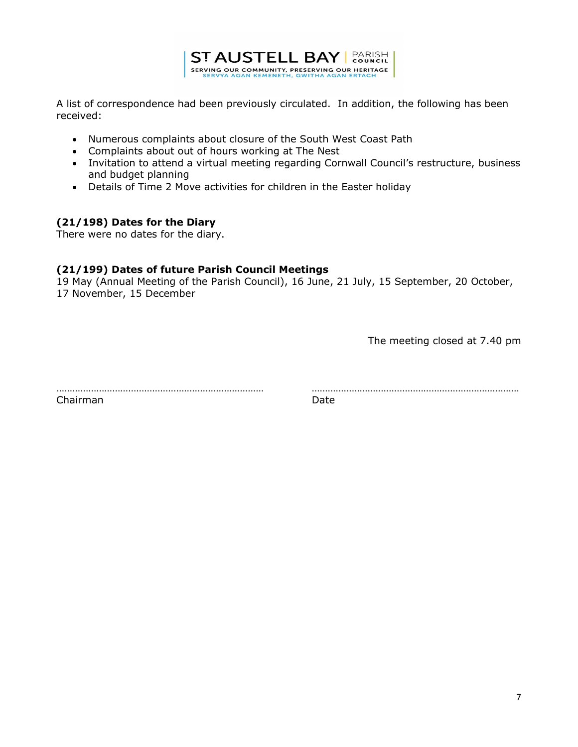A list of correspondence had been previously circulated. In addition, the following has been received:

- Numerous complaints about closure of the South West Coast Path
- Complaints about out of hours working at The Nest
- Invitation to attend a virtual meeting regarding Cornwall Council's restructure, business and budget planning
- Details of Time 2 Move activities for children in the Easter holiday

**(21/198) Dates for the Diary**
There were no dates for the diary.

**(21/199) Dates of future Parish Council Meetings**
19 May (Annual Meeting of the Parish Council), 16 June, 21 July, 15 September, 20 October, 17 November, 15 December

The meeting closed at 7.40 pm

……………………………………………………………………
Chairman

……………………………………………………………………
Date